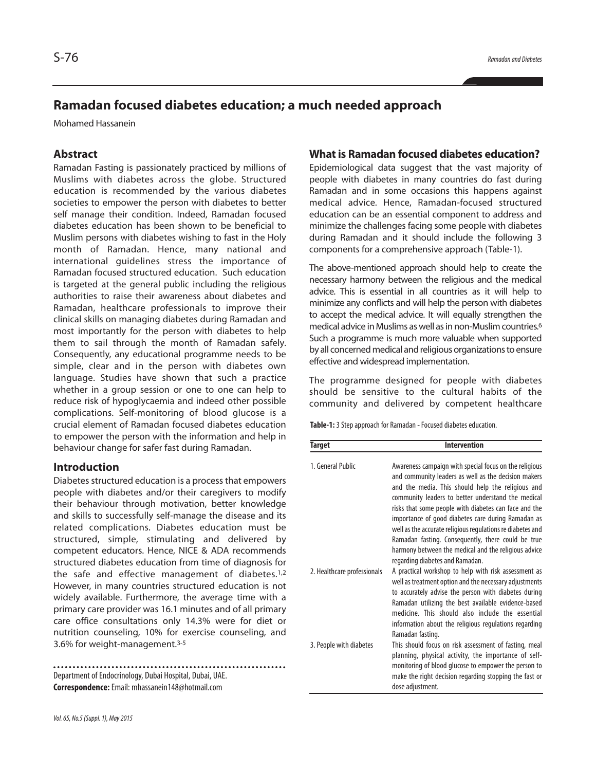# Ramadan focused diabetes education; a much needed approach

Mohamed Hassanein

## Abstract

Ramadan Fasting is passionately practiced by millions of Muslims with diabetes across the globe. Structured education is recommended by the various diabetes societies to empower the person with diabetes to better self manage their condition. Indeed, Ramadan focused diabetes education has been shown to be beneficial to Muslim persons with diabetes wishing to fast in the Holy month of Ramadan. Hence, many national and international guidelines stress the importance of Ramadan focused structured education. Such education is targeted at the general public including the religious authorities to raise their awareness about diabetes and Ramadan, healthcare professionals to improve their clinical skills on managing diabetes during Ramadan and most importantly for the person with diabetes to help them to sail through the month of Ramadan safely. Consequently, any educational programme needs to be simple, clear and in the person with diabetes own language. Studies have shown that such a practice whether in a group session or one to one can help to reduce risk of hypoglycaemia and indeed other possible complications. Self-monitoring of blood glucose is a crucial element of Ramadan focused diabetes education to empower the person with the information and help in behaviour change for safer fast during Ramadan.

## Introduction

Diabetes structured education is a process that empowers people with diabetes and/or their caregivers to modify their behaviour through motivation, better knowledge and skills to successfully self-manage the disease and its related complications. Diabetes education must be structured, simple, stimulating and delivered by competent educators. Hence, NICE & ADA recommends structured diabetes education from time of diagnosis for the safe and effective management of diabetes.[1,2] However, in many countries structured education is not widely available. Furthermore, the average time with a primary care provider was 16.1 minutes and of all primary care office consultations only 14.3% were for diet or nutrition counseling, 10% for exercise counseling, and 3.6% for weight-management.[3-5]

Department of Endocrinology, Dubai Hospital, Dubai, UAE.

**Correspondence:** Email: mhassanein148@hotmail.com

## What is Ramadan focused diabetes education?

Epidemiological data suggest that the vast majority of people with diabetes in many countries do fast during Ramadan and in some occasions this happens against medical advice. Hence, Ramadan-focused structured education can be an essential component to address and minimize the challenges facing some people with diabetes during Ramadan and it should include the following 3 components for a comprehensive approach (Table-1).

The above-mentioned approach should help to create the necessary harmony between the religious and the medical advice. This is essential in all countries as it will help to minimize any conflicts and will help the person with diabetes to accept the medical advice. It will equally strengthen the medical advice in Muslims as well as in non-Muslim countries.[6] Such a programme is much more valuable when supported by all concerned medical and religious organizations to ensure effective and widespread implementation.

The programme designed for people with diabetes should be sensitive to the cultural habits of the community and delivered by competent healthcare

**Table-1:** 3 Step approach for Ramadan - Focused diabetes education.

| Target | Intervention |
| --- | --- |
| 1. General Public | Awareness campaign with special focus on the religious and community leaders as well as the decision makers and the media. This should help the religious and community leaders to better understand the medical risks that some people with diabetes can face and the importance of good diabetes care during Ramadan as well as the accurate religious regulations re diabetes and Ramadan fasting. Consequently, there could be true harmony between the medical and the religious advice regarding diabetes and Ramadan. |
| 2. Healthcare professionals | A practical workshop to help with risk assessment as well as treatment option and the necessary adjustments to accurately advise the person with diabetes during Ramadan utilizing the best available evidence-based medicine. This should also include the essential information about the religious regulations regarding Ramadan fasting. |
| 3. People with diabetes | This should focus on risk assessment of fasting, meal planning, physical activity, the importance of self-monitoring of blood glucose to empower the person to make the right decision regarding stopping the fast or dose adjustment. |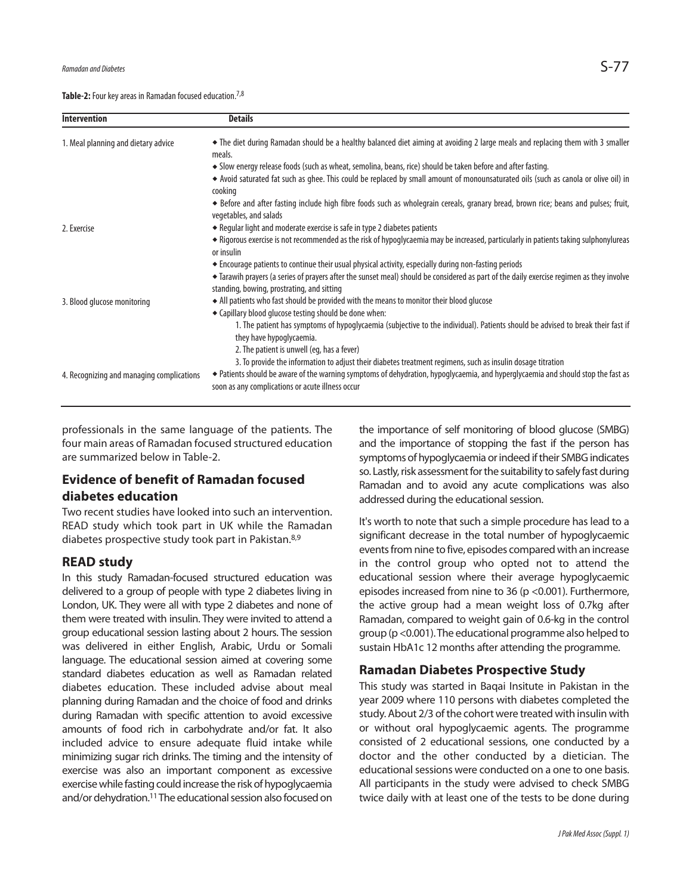**Table-2:** Four key areas in Ramadan focused education.[7,8]

| Intervention | Details |
|---|---|
| 1. Meal planning and dietary advice | ◆ The diet during Ramadan should be a healthy balanced diet aiming at avoiding 2 large meals and replacing them with 3 smaller meals.<br>◆ Slow energy release foods (such as wheat, semolina, beans, rice) should be taken before and after fasting.<br>◆ Avoid saturated fat such as ghee. This could be replaced by small amount of monounsaturated oils (such as canola or olive oil) in cooking<br>◆ Before and after fasting include high fibre foods such as wholegrain cereals, granary bread, brown rice; beans and pulses; fruit, vegetables, and salads |
| 2. Exercise | ◆ Regular light and moderate exercise is safe in type 2 diabetes patients<br>◆ Rigorous exercise is not recommended as the risk of hypoglycaemia may be increased, particularly in patients taking sulphonylureas or insulin<br>◆ Encourage patients to continue their usual physical activity, especially during non-fasting periods<br>◆ Tarawih prayers (a series of prayers after the sunset meal) should be considered as part of the daily exercise regimen as they involve standing, bowing, prostrating, and sitting |
| 3. Blood glucose monitoring | ◆ All patients who fast should be provided with the means to monitor their blood glucose<br>◆ Capillary blood glucose testing should be done when:<br>1. The patient has symptoms of hypoglycaemia (subjective to the individual). Patients should be advised to break their fast if they have hypoglycaemia.<br>2. The patient is unwell (eg, has a fever)<br>3. To provide the information to adjust their diabetes treatment regimens, such as insulin dosage titration |
| 4. Recognizing and managing complications | ◆ Patients should be aware of the warning symptoms of dehydration, hypoglycaemia, and hyperglycaemia and should stop the fast as soon as any complications or acute illness occur |

professionals in the same language of the patients. The four main areas of Ramadan focused structured education are summarized below in Table-2.

## Evidence of benefit of Ramadan focused diabetes education

Two recent studies have looked into such an intervention. READ study which took part in UK while the Ramadan diabetes prospective study took part in Pakistan.[8,9]

### READ study

In this study Ramadan-focused structured education was delivered to a group of people with type 2 diabetes living in London, UK. They were all with type 2 diabetes and none of them were treated with insulin. They were invited to attend a group educational session lasting about 2 hours. The session was delivered in either English, Arabic, Urdu or Somali language. The educational session aimed at covering some standard diabetes education as well as Ramadan related diabetes education. These included advise about meal planning during Ramadan and the choice of food and drinks during Ramadan with specific attention to avoid excessive amounts of food rich in carbohydrate and/or fat. It also included advice to ensure adequate fluid intake while minimizing sugar rich drinks. The timing and the intensity of exercise was also an important component as excessive exercise while fasting could increase the risk of hypoglycaemia and/or dehydration.[11] The educational session also focused on the importance of self monitoring of blood glucose (SMBG) and the importance of stopping the fast if the person has symptoms of hypoglycaemia or indeed if their SMBG indicates so. Lastly, risk assessment for the suitability to safely fast during Ramadan and to avoid any acute complications was also addressed during the educational session.

It's worth to note that such a simple procedure has lead to a significant decrease in the total number of hypoglycaemic events from nine to five, episodes compared with an increase in the control group who opted not to attend the educational session where their average hypoglycaemic episodes increased from nine to 36 ($p < 0.001$). Furthermore, the active group had a mean weight loss of 0.7kg after Ramadan, compared to weight gain of 0.6-kg in the control group ($p < 0.001$). The educational programme also helped to sustain HbA1c 12 months after attending the programme.

### Ramadan Diabetes Prospective Study

This study was started in Baqai Insitute in Pakistan in the year 2009 where 110 persons with diabetes completed the study. About 2/3 of the cohort were treated with insulin with or without oral hypoglycaemic agents. The programme consisted of 2 educational sessions, one conducted by a doctor and the other conducted by a dietician. The educational sessions were conducted on a one to one basis. All participants in the study were advised to check SMBG twice daily with at least one of the tests to be done during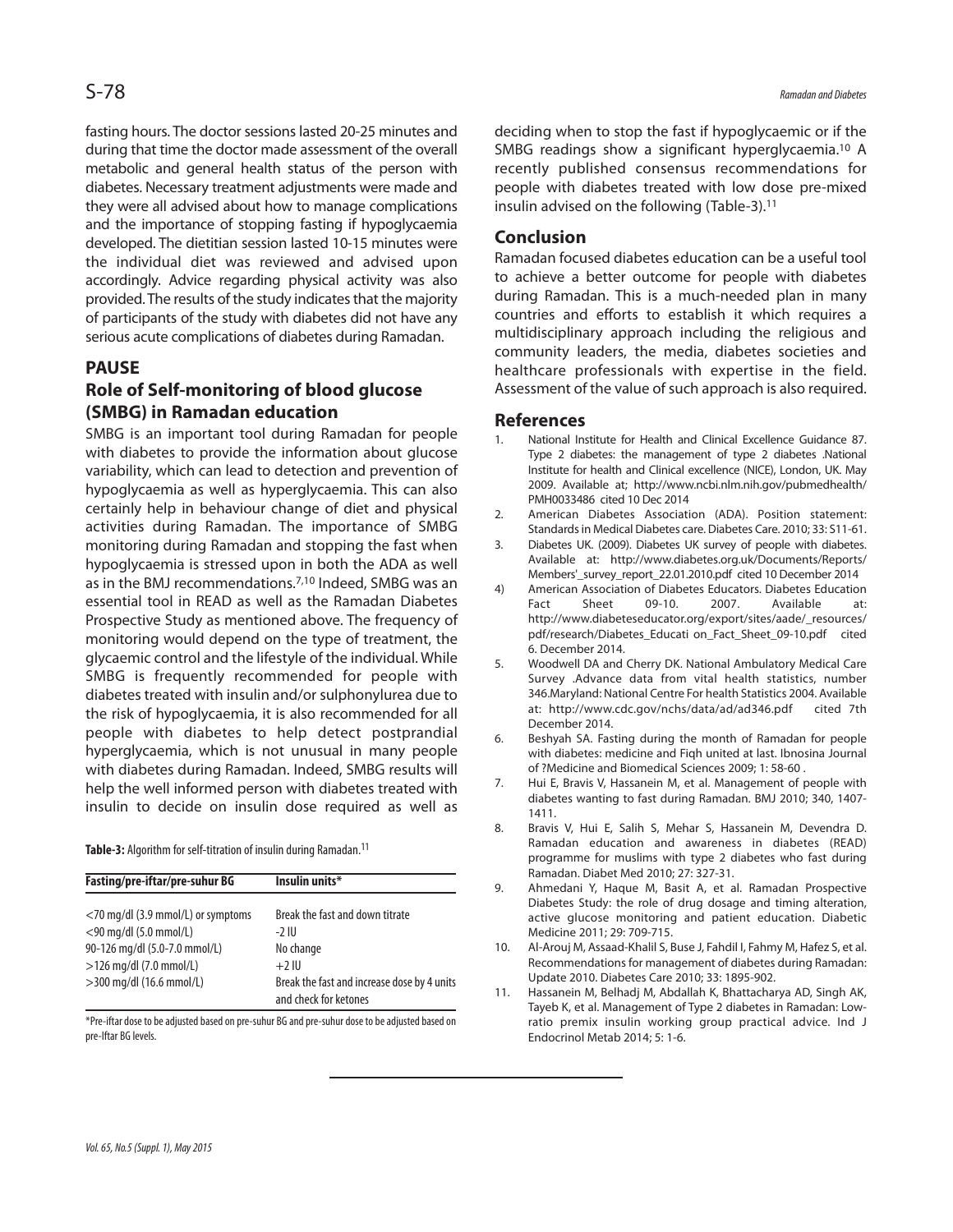fasting hours. The doctor sessions lasted 20-25 minutes and during that time the doctor made assessment of the overall metabolic and general health status of the person with diabetes. Necessary treatment adjustments were made and they were all advised about how to manage complications and the importance of stopping fasting if hypoglycaemia developed. The dietitian session lasted 10-15 minutes were the individual diet was reviewed and advised upon accordingly. Advice regarding physical activity was also provided. The results of the study indicates that the majority of participants of the study with diabetes did not have any serious acute complications of diabetes during Ramadan.

## PAUSE

## Role of Self-monitoring of blood glucose (SMBG) in Ramadan education

SMBG is an important tool during Ramadan for people with diabetes to provide the information about glucose variability, which can lead to detection and prevention of hypoglycaemia as well as hyperglycaemia. This can also certainly help in behaviour change of diet and physical activities during Ramadan. The importance of SMBG monitoring during Ramadan and stopping the fast when hypoglycaemia is stressed upon in both the ADA as well as in the BMJ recommendations.[7,10] Indeed, SMBG was an essential tool in READ as well as the Ramadan Diabetes Prospective Study as mentioned above. The frequency of monitoring would depend on the type of treatment, the glycaemic control and the lifestyle of the individual. While SMBG is frequently recommended for people with diabetes treated with insulin and/or sulphonylurea due to the risk of hypoglycaemia, it is also recommended for all people with diabetes to help detect postprandial hyperglycaemia, which is not unusual in many people with diabetes during Ramadan. Indeed, SMBG results will help the well informed person with diabetes treated with insulin to decide on insulin dose required as well as deciding when to stop the fast if hypoglycaemic or if the SMBG readings show a significant hyperglycaemia.[10] A recently published consensus recommendations for people with diabetes treated with low dose pre-mixed insulin advised on the following (Table-3).[11]

**Table-3:** Algorithm for self-titration of insulin during Ramadan.[11]

| Fasting/pre-iftar/pre-suhur BG | Insulin units* |
|---|---|
| <70 mg/dl (3.9 mmol/L) or symptoms | Break the fast and down titrate |
| <90 mg/dl (5.0 mmol/L) | -2 IU |
| 90-126 mg/dl (5.0-7.0 mmol/L) | No change |
| >126 mg/dl (7.0 mmol/L) | +2 IU |
| >300 mg/dl (16.6 mmol/L) | Break the fast and increase dose by 4 units and check for ketones |

*Pre-iftar dose to be adjusted based on pre-suhur BG and pre-suhur dose to be adjusted based on pre-Iftar BG levels.

## Conclusion

Ramadan focused diabetes education can be a useful tool to achieve a better outcome for people with diabetes during Ramadan. This is a much-needed plan in many countries and efforts to establish it which requires a multidisciplinary approach including the religious and community leaders, the media, diabetes societies and healthcare professionals with expertise in the field. Assessment of the value of such approach is also required.

## References

1. National Institute for Health and Clinical Excellence Guidance 87. Type 2 diabetes: the management of type 2 diabetes .National Institute for health and Clinical excellence (NICE), London, UK. May 2009. Available at; http://www.ncbi.nlm.nih.gov/pubmedhealth/PMH0033486 cited 10 Dec 2014
2. American Diabetes Association (ADA). Position statement: Standards in Medical Diabetes care. Diabetes Care. 2010; 33: S11-61.
3. Diabetes UK. (2009). Diabetes UK survey of people with diabetes. Available at: http://www.diabetes.org.uk/Documents/Reports/Members'_survey_report_22.01.2010.pdf cited 10 December 2014
4. American Association of Diabetes Educators. Diabetes Education Fact Sheet 09-10. 2007. Available at: http://www.diabeteseducator.org/export/sites/aade/_resources/pdf/research/Diabetes_Educati on_Fact_Sheet_09-10.pdf cited 6. December 2014.
5. Woodwell DA and Cherry DK. National Ambulatory Medical Care Survey .Advance data from vital health statistics, number 346.Maryland: National Centre For health Statistics 2004. Available at: http://www.cdc.gov/nchs/data/ad/ad346.pdf cited 7th December 2014.
6. Beshyah SA. Fasting during the month of Ramadan for people with diabetes: medicine and Fiqh united at last. Ibnosina Journal of ?Medicine and Biomedical Sciences 2009; 1: 58-60 .
7. Hui E, Bravis V, Hassanein M, et al. Management of people with diabetes wanting to fast during Ramadan. BMJ 2010; 340, 1407-1411.
8. Bravis V, Hui E, Salih S, Mehar S, Hassanein M, Devendra D. Ramadan education and awareness in diabetes (READ) programme for muslims with type 2 diabetes who fast during Ramadan. Diabet Med 2010; 27: 327-31.
9. Ahmedani Y, Haque M, Basit A, et al. Ramadan Prospective Diabetes Study: the role of drug dosage and timing alteration, active glucose monitoring and patient education. Diabetic Medicine 2011; 29: 709-715.
10. Al-Arouj M, Assaad-Khalil S, Buse J, Fahdil I, Fahmy M, Hafez S, et al. Recommendations for management of diabetes during Ramadan: Update 2010. Diabetes Care 2010; 33: 1895-902.
11. Hassanein M, Belhadj M, Abdallah K, Bhattacharya AD, Singh AK, Tayeb K, et al. Management of Type 2 diabetes in Ramadan: Low-ratio premix insulin working group practical advice. Ind J Endocrinol Metab 2014; 5: 1-6.